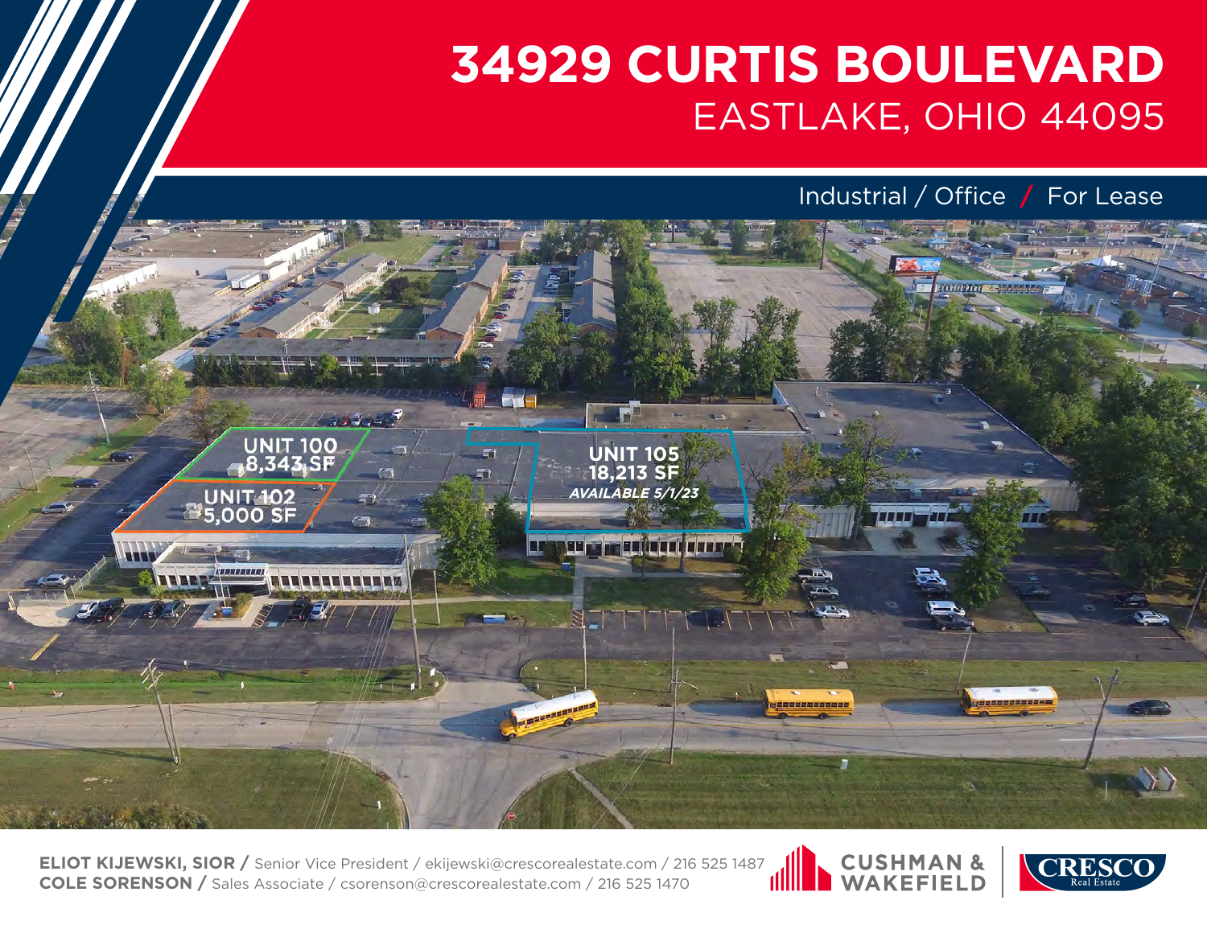# 34929 CURTIS BOULEVARD

## EASTLAKE, OHIO 44095

Industrial / Office / For Lease

UNIT 100
8,343 SF

UNIT 102
5,000 SF

UNIT 105
18,213 SF
*AVAILABLE 5/1/23*

**ELIOT KIJEWSKI, SIOR /** Senior Vice President / ekijewski@crescorealestate.com / 216 525 1487
**COLE SORENSON /** Sales Associate / csorenson@crescorealestate.com / 216 525 1470

CUSHMAN & WAKEFIELD

CRESCO Real Estate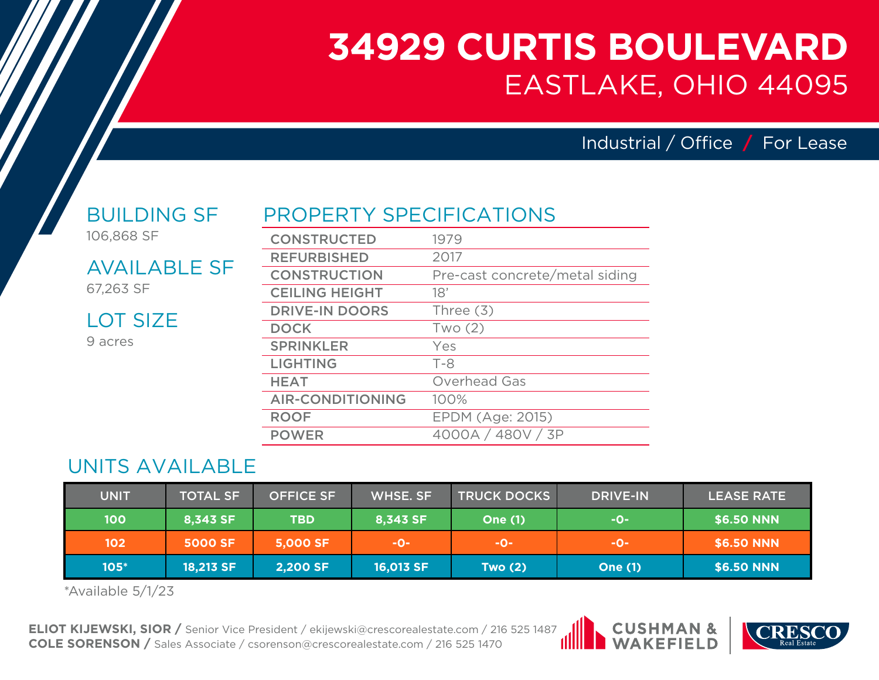# 34929 CURTIS BOULEVARD

## EASTLAKE, OHIO 44095

Industrial / Office / For Lease

## BUILDING SF

106,868 SF

## AVAILABLE SF

67,263 SF

## LOT SIZE

9 acres

## PROPERTY SPECIFICATIONS

| | |
|---|---|
| CONSTRUCTED | 1979 |
| REFURBISHED | 2017 |
| CONSTRUCTION | Pre-cast concrete/metal siding |
| CEILING HEIGHT | 18' |
| DRIVE-IN DOORS | Three (3) |
| DOCK | Two (2) |
| SPRINKLER | Yes |
| LIGHTING | T-8 |
| HEAT | Overhead Gas |
| AIR-CONDITIONING | 100% |
| ROOF | EPDM (Age: 2015) |
| POWER | 4000A / 480V / 3P |

## UNITS AVAILABLE

| UNIT | TOTAL SF | OFFICE SF | WHSE. SF | TRUCK DOCKS | DRIVE-IN | LEASE RATE |
|---|---|---|---|---|---|---|
| 100 | 8,343 SF | TBD | 8,343 SF | One (1) | -0- | $6.50 NNN |
| 102 | 5000 SF | 5,000 SF | -0- | -0- | -0- | $6.50 NNN |
| 105* | 18,213 SF | 2,200 SF | 16,013 SF | Two (2) | One (1) | $6.50 NNN |

*Available 5/1/23

**ELIOT KIJEWSKI, SIOR /** Senior Vice President / ekijewski@crescorealestate.com / 216 525 1487
**COLE SORENSON /** Sales Associate / csorenson@crescorealestate.com / 216 525 1470

CUSHMAN & WAKEFIELD | CRESCO Real Estate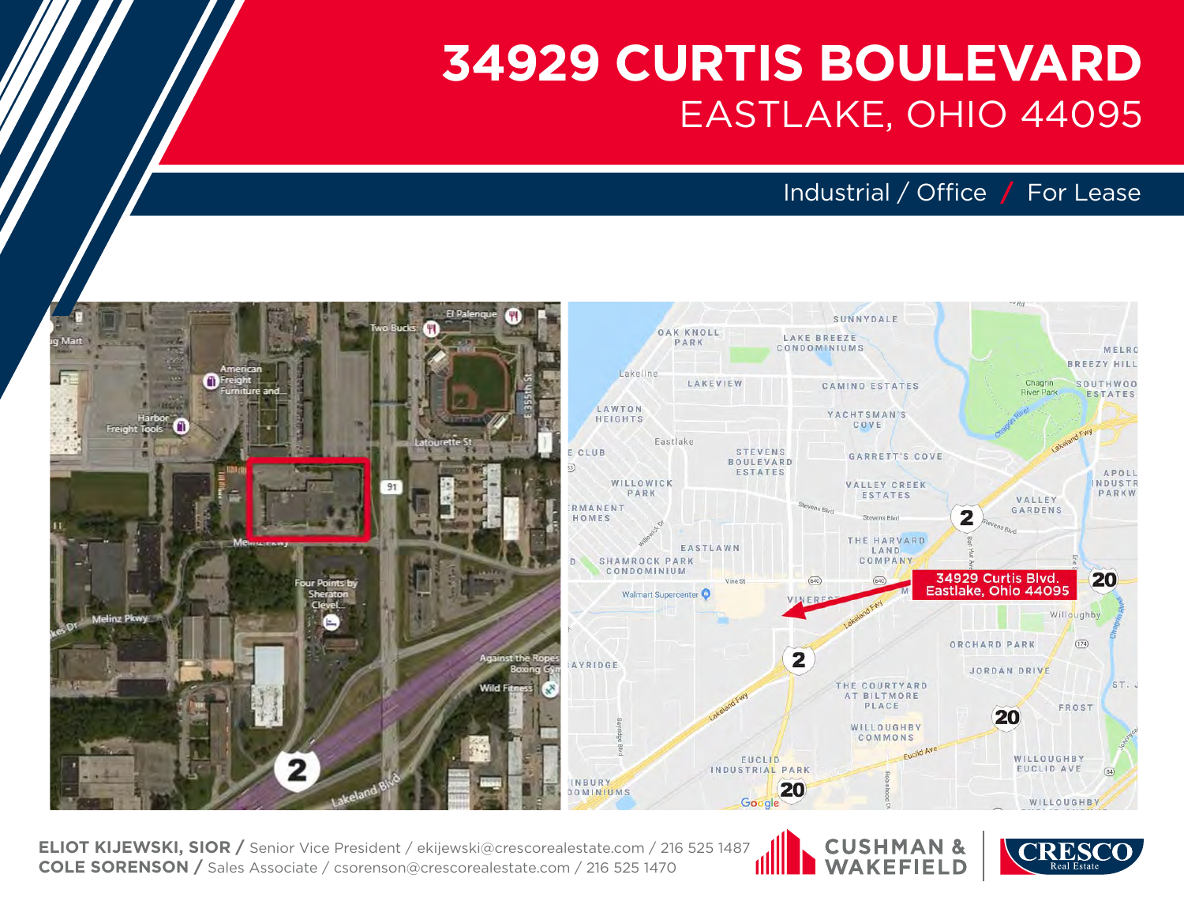# 34929 CURTIS BOULEVARD

## EASTLAKE, OHIO 44095

Industrial / Office / For Lease

34929 Curtis Blvd.
Eastlake, Ohio 44095

**ELIOT KIJEWSKI, SIOR /** Senior Vice President / ekijewski@crescorealestate.com / 216 525 1487
**COLE SORENSON /** Sales Associate / csorenson@crescorealestate.com / 216 525 1470

CUSHMAN & WAKEFIELD | CRESCO Real Estate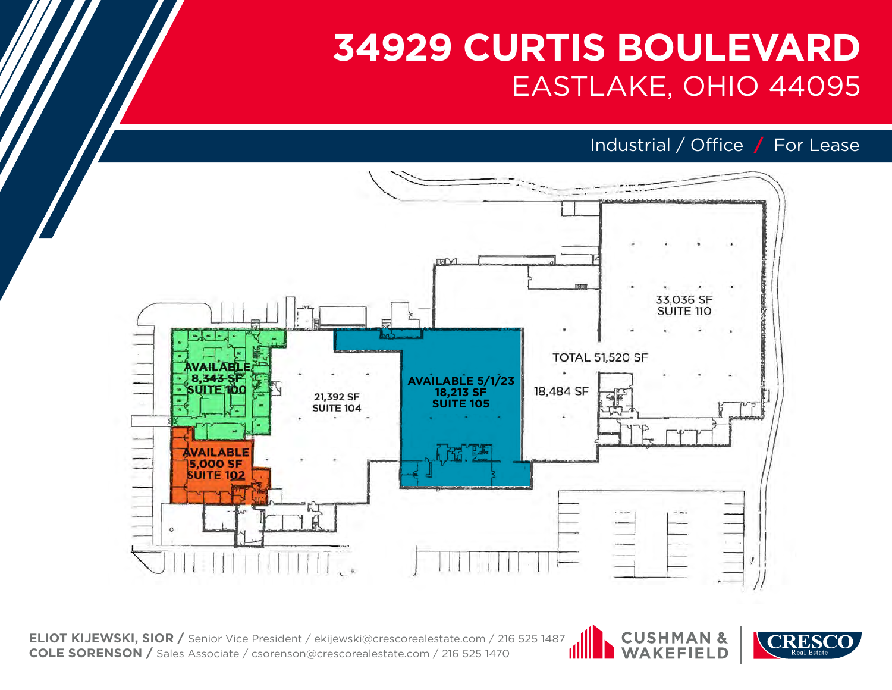# 34929 CURTIS BOULEVARD

## EASTLAKE, OHIO 44095

Industrial / Office / For Lease

AVAILABLE
8,343 SF
SUITE 100

AVAILABLE
5,000 SF
SUITE 102

21,392 SF
SUITE 104

AVAILABLE 5/1/23
18,213 SF
SUITE 105

18,484 SF

TOTAL 51,520 SF

33,036 SF
SUITE 110

**ELIOT KIJEWSKI, SIOR /** Senior Vice President / ekijewski@crescorealestate.com / 216 525 1487
**COLE SORENSON /** Sales Associate / csorenson@crescorealestate.com / 216 525 1470

CUSHMAN & WAKEFIELD

CRESCO Real Estate